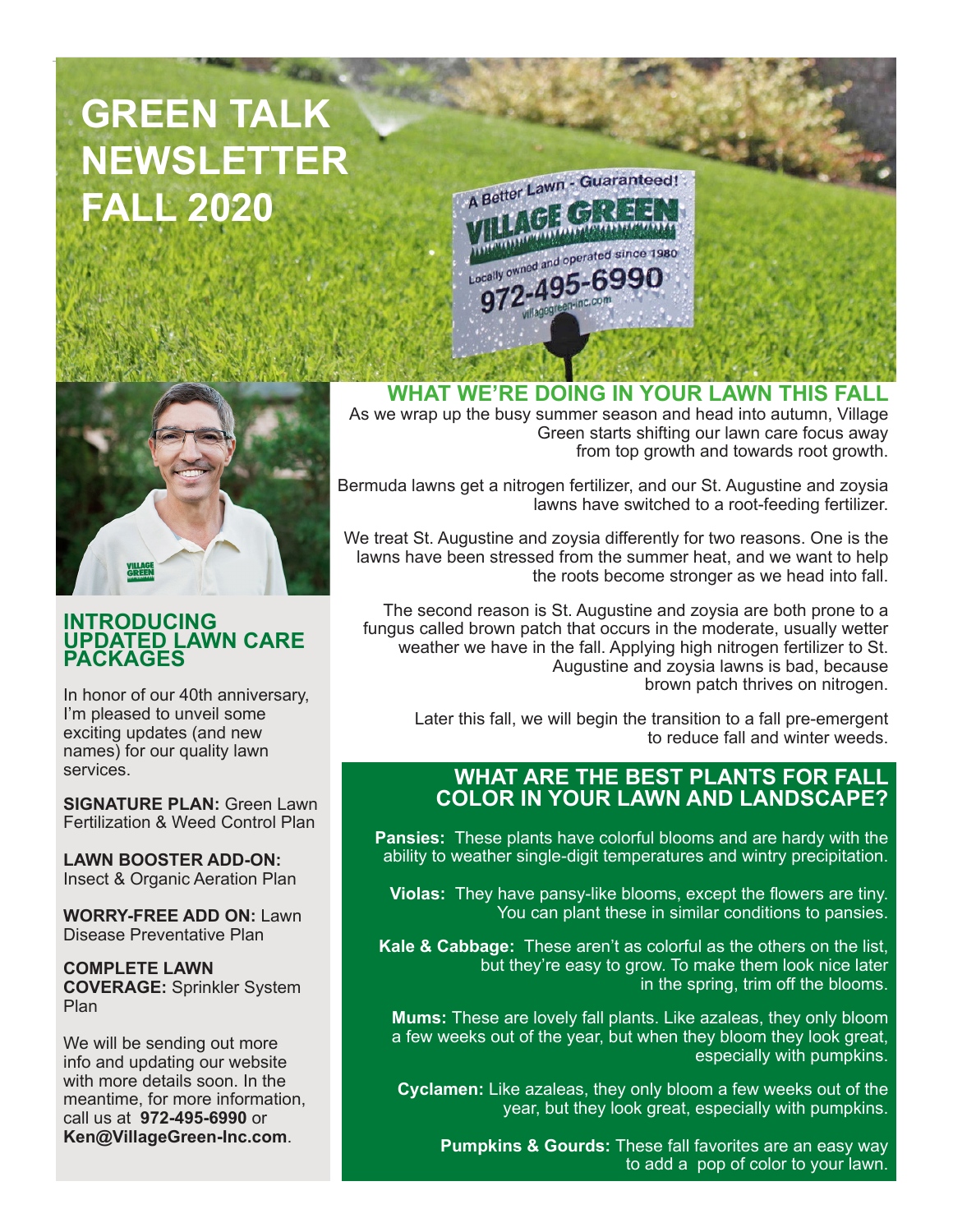# GREEN TALK NEWSLETTER FALL 2020

## INTRODUCING UPDATED LAWN CARE PACKAGES

In honor of our 40th anniversary, I'm pleased to unveil some exciting updates (and new names) for our quality lawn services.

**SIGNATURE PLAN:** Green Lawn Fertilization & Weed Control Plan

**LAWN BOOSTER ADD-ON:** Insect & Organic Aeration Plan

**WORRY-FREE ADD ON:** Lawn Disease Preventative Plan

**COMPLETE LAWN COVERAGE:** Sprinkler System Plan

We will be sending out more info and updating our website with more details soon. In the meantime, for more information, call us at **972-495-6990** or **Ken@VillageGreen-Inc.com**.

## WHAT WE'RE DOING IN YOUR LAWN THIS FALL

As we wrap up the busy summer season and head into autumn, Village Green starts shifting our lawn care focus away from top growth and towards root growth.

Bermuda lawns get a nitrogen fertilizer, and our St. Augustine and zoysia lawns have switched to a root-feeding fertilizer.

We treat St. Augustine and zoysia differently for two reasons. One is the lawns have been stressed from the summer heat, and we want to help the roots become stronger as we head into fall.

The second reason is St. Augustine and zoysia are both prone to a fungus called brown patch that occurs in the moderate, usually wetter weather we have in the fall. Applying high nitrogen fertilizer to St. Augustine and zoysia lawns is bad, because brown patch thrives on nitrogen.

Later this fall, we will begin the transition to a fall pre-emergent to reduce fall and winter weeds.

## WHAT ARE THE BEST PLANTS FOR FALL COLOR IN YOUR LAWN AND LANDSCAPE?

**Pansies:** These plants have colorful blooms and are hardy with the ability to weather single-digit temperatures and wintry precipitation.

**Violas:** They have pansy-like blooms, except the flowers are tiny. You can plant these in similar conditions to pansies.

**Kale & Cabbage:** These aren't as colorful as the others on the list, but they're easy to grow. To make them look nice later in the spring, trim off the blooms.

**Mums:** These are lovely fall plants. Like azaleas, they only bloom a few weeks out of the year, but when they bloom they look great, especially with pumpkins.

**Cyclamen:** Like azaleas, they only bloom a few weeks out of the year, but they look great, especially with pumpkins.

**Pumpkins & Gourds:** These fall favorites are an easy way to add a pop of color to your lawn.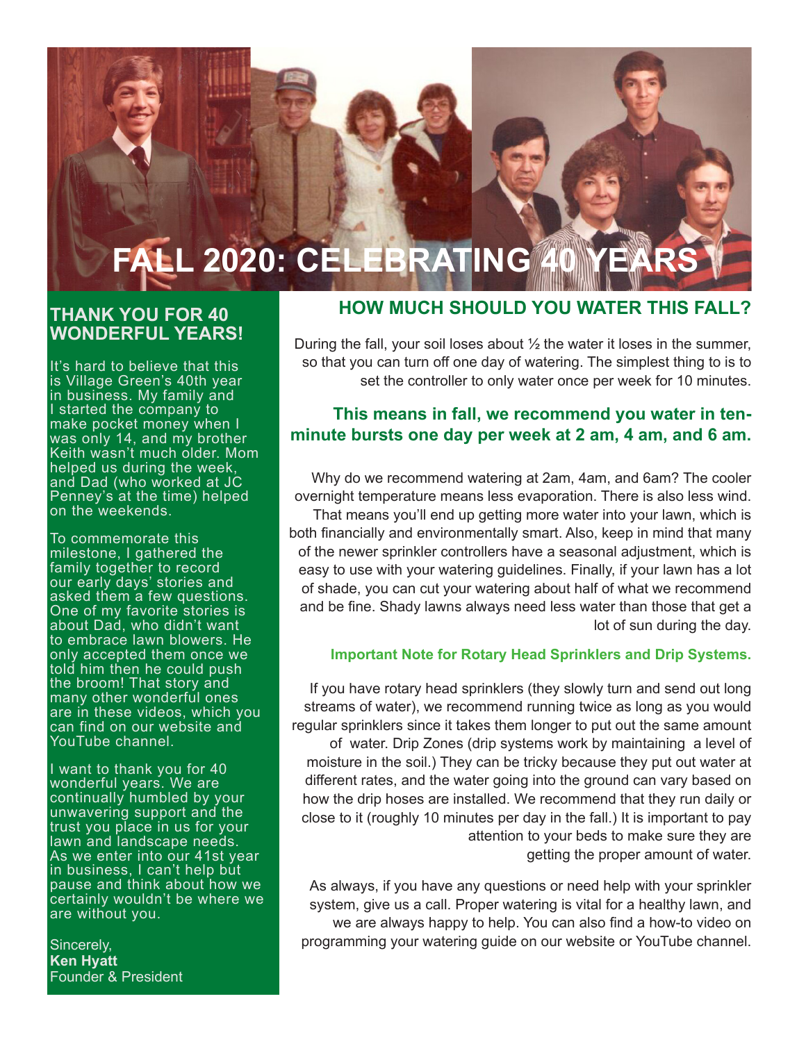# FALL 2020: CELEBRATING 40 YEARS

## THANK YOU FOR 40 WONDERFUL YEARS!

It's hard to believe that this is Village Green's 40th year in business. My family and I started the company to make pocket money when I was only 14, and my brother Keith wasn't much older. Mom helped us during the week, and Dad (who worked at JC Penney's at the time) helped on the weekends.

To commemorate this milestone, I gathered the family together to record our early days' stories and asked them a few questions. One of my favorite stories is about Dad, who didn't want to embrace lawn blowers. He only accepted them once we told him then he could push the broom! That story and many other wonderful ones are in these videos, which you can find on our website and YouTube channel.

I want to thank you for 40 wonderful years. We are continually humbled by your unwavering support and the trust you place in us for your lawn and landscape needs. As we enter into our 41st year in business, I can't help but pause and think about how we certainly wouldn't be where we are without you.

Sincerely,
**Ken Hyatt**
Founder & President

## HOW MUCH SHOULD YOU WATER THIS FALL?

During the fall, your soil loses about ½ the water it loses in the summer, so that you can turn off one day of watering. The simplest thing to is to set the controller to only water once per week for 10 minutes.

### This means in fall, we recommend you water in ten-minute bursts one day per week at 2 am, 4 am, and 6 am.

Why do we recommend watering at 2am, 4am, and 6am? The cooler overnight temperature means less evaporation. There is also less wind. That means you'll end up getting more water into your lawn, which is both financially and environmentally smart. Also, keep in mind that many of the newer sprinkler controllers have a seasonal adjustment, which is easy to use with your watering guidelines. Finally, if your lawn has a lot of shade, you can cut your watering about half of what we recommend and be fine. Shady lawns always need less water than those that get a lot of sun during the day.

#### Important Note for Rotary Head Sprinklers and Drip Systems.

If you have rotary head sprinklers (they slowly turn and send out long streams of water), we recommend running twice as long as you would regular sprinklers since it takes them longer to put out the same amount of water. Drip Zones (drip systems work by maintaining a level of moisture in the soil.) They can be tricky because they put out water at different rates, and the water going into the ground can vary based on how the drip hoses are installed. We recommend that they run daily or close to it (roughly 10 minutes per day in the fall.) It is important to pay attention to your beds to make sure they are getting the proper amount of water.

As always, if you have any questions or need help with your sprinkler system, give us a call. Proper watering is vital for a healthy lawn, and we are always happy to help. You can also find a how-to video on programming your watering guide on our website or YouTube channel.